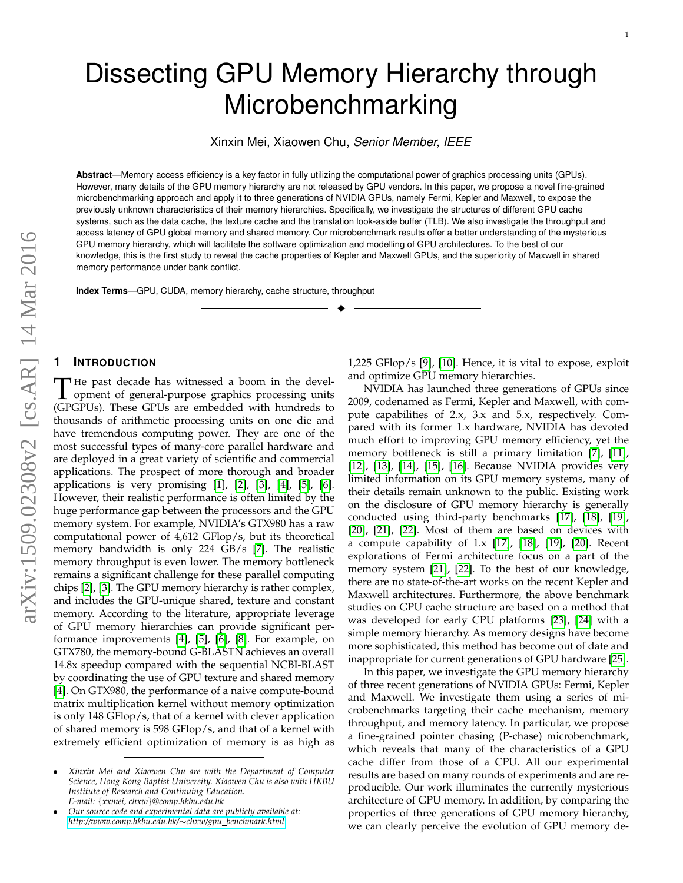# Dissecting GPU Memory Hierarchy through Microbenchmarking

Xinxin Mei, Xiaowen Chu, *Senior Member, IEEE*

**Abstract**—Memory access efficiency is a key factor in fully utilizing the computational power of graphics processing units (GPUs). However, many details of the GPU memory hierarchy are not released by GPU vendors. In this paper, we propose a novel fine-grained microbenchmarking approach and apply it to three generations of NVIDIA GPUs, namely Fermi, Kepler and Maxwell, to expose the previously unknown characteristics of their memory hierarchies. Specifically, we investigate the structures of different GPU cache systems, such as the data cache, the texture cache and the translation look-aside buffer (TLB). We also investigate the throughput and access latency of GPU global memory and shared memory. Our microbenchmark results offer a better understanding of the mysterious GPU memory hierarchy, which will facilitate the software optimization and modelling of GPU architectures. To the best of our knowledge, this is the first study to reveal the cache properties of Kepler and Maxwell GPUs, and the superiority of Maxwell in shared memory performance under bank conflict.

**Index Terms**—GPU, CUDA, memory hierarchy, cache structure, throughput

## 1 Introduction

The past decade has witnessed a boom in the development of general-purpose graphics processing units (GPGPUs). These GPUs are embedded with hundreds to thousands of arithmetic processing units on one die and have tremendous computing power. They are one of the most successful types of many-core parallel hardware and are deployed in a great variety of scientific and commercial applications. The prospect of more thorough and broader applications is very promising [1], [2], [3], [4], [5], [6]. However, their realistic performance is often limited by the huge performance gap between the processors and the GPU memory system. For example, NVIDIA's GTX980 has a raw computational power of 4,612 GFlop/s, but its theoretical memory bandwidth is only 224 GB/s [7]. The realistic memory throughput is even lower. The memory bottleneck remains a significant challenge for these parallel computing chips [2], [3]. The GPU memory hierarchy is rather complex, and includes the GPU-unique shared, texture and constant memory. According to the literature, appropriate leverage of GPU memory hierarchies can provide significant performance improvements [4], [5], [6], [8]. For example, on GTX780, the memory-bound G-BLASTN achieves an overall 14.8x speedup compared with the sequential NCBI-BLAST by coordinating the use of GPU texture and shared memory [4]. On GTX980, the performance of a naive compute-bound matrix multiplication kernel without memory optimization is only 148 GFlop/s, that of a kernel with clever application of shared memory is 598 GFlop/s, and that of a kernel with extremely efficient optimization of memory is as high as 1,225 GFlop/s [9], [10]. Hence, it is vital to expose, exploit and optimize GPU memory hierarchies.

NVIDIA has launched three generations of GPUs since 2009, codenamed as Fermi, Kepler and Maxwell, with compute capabilities of 2.x, 3.x and 5.x, respectively. Compared with its former 1.x hardware, NVIDIA has devoted much effort to improving GPU memory efficiency, yet the memory bottleneck is still a primary limitation [7], [11], [12], [13], [14], [15], [16]. Because NVIDIA provides very limited information on its GPU memory systems, many of their details remain unknown to the public. Existing work on the disclosure of GPU memory hierarchy is generally conducted using third-party benchmarks [17], [18], [19], [20], [21], [22]. Most of them are based on devices with a compute capability of 1.x [17], [18], [19], [20]. Recent explorations of Fermi architecture focus on a part of the memory system [21], [22]. To the best of our knowledge, there are no state-of-the-art works on the recent Kepler and Maxwell architectures. Furthermore, the above benchmark studies on GPU cache structure are based on a method that was developed for early CPU platforms [23], [24] with a simple memory hierarchy. As memory designs have become more sophisticated, this method has become out of date and inappropriate for current generations of GPU hardware [25].

In this paper, we investigate the GPU memory hierarchy of three recent generations of NVIDIA GPUs: Fermi, Kepler and Maxwell. We investigate them using a series of microbenchmarks targeting their cache mechanism, memory throughput, and memory latency. In particular, we propose a fine-grained pointer chasing (P-chase) microbenchmark, which reveals that many of the characteristics of a GPU cache differ from those of a CPU. All our experimental results are based on many rounds of experiments and are reproducible. Our work illuminates the currently mysterious architecture of GPU memory. In addition, by comparing the properties of three generations of GPU memory hierarchy, we can clearly perceive the evolution of GPU memory de-

- *Xinxin Mei and Xiaowen Chu are with the Department of Computer Science, Hong Kong Baptist University. Xiaowen Chu is also with HKBU Institute of Research and Continuing Education. E-mail: {xxmei, chxw}@comp.hkbu.edu.hk*
- *Our source code and experimental data are publicly available at: http://www.comp.hkbu.edu.hk/~chxw/gpu_benchmark.html*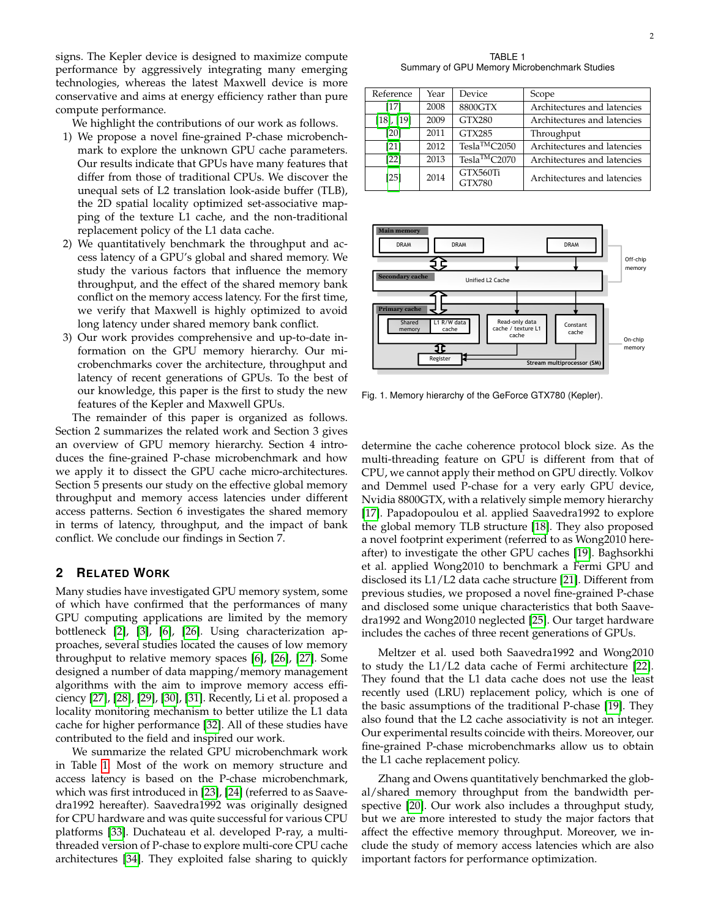signs. The Kepler device is designed to maximize compute performance by aggressively integrating many emerging technologies, whereas the latest Maxwell device is more conservative and aims at energy efficiency rather than pure compute performance.

We highlight the contributions of our work as follows.

1) We propose a novel fine-grained P-chase microbenchmark to explore the unknown GPU cache parameters. Our results indicate that GPUs have many features that differ from those of traditional CPUs. We discover the unequal sets of L2 translation look-aside buffer (TLB), the 2D spatial locality optimized set-associative mapping of the texture L1 cache, and the non-traditional replacement policy of the L1 data cache.
2) We quantitatively benchmark the throughput and access latency of a GPU's global and shared memory. We study the various factors that influence the memory throughput, and the effect of the shared memory bank conflict on the memory access latency. For the first time, we verify that Maxwell is highly optimized to avoid long latency under shared memory bank conflict.
3) Our work provides comprehensive and up-to-date information on the GPU memory hierarchy. Our microbenchmarks cover the architecture, throughput and latency of recent generations of GPUs. To the best of our knowledge, this paper is the first to study the new features of the Kepler and Maxwell GPUs.

The remainder of this paper is organized as follows. Section 2 summarizes the related work and Section 3 gives an overview of GPU memory hierarchy. Section 4 introduces the fine-grained P-chase microbenchmark and how we apply it to dissect the GPU cache micro-architectures. Section 5 presents our study on the effective global memory throughput and memory access latencies under different access patterns. Section 6 investigates the shared memory in terms of latency, throughput, and the impact of bank conflict. We conclude our findings in Section 7.

## 2 Related Work

Many studies have investigated GPU memory system, some of which have confirmed that the performances of many GPU computing applications are limited by the memory bottleneck [2], [3], [6], [26]. Using characterization approaches, several studies located the causes of low memory throughput to relative memory spaces [6], [26], [27]. Some designed a number of data mapping/memory management algorithms with the aim to improve memory access efficiency [27], [28], [29], [30], [31]. Recently, Li et al. proposed a locality monitoring mechanism to better utilize the L1 data cache for higher performance [32]. All of these studies have contributed to the field and inspired our work.

We summarize the related GPU microbenchmark work in Table 1. Most of the work on memory structure and access latency is based on the P-chase microbenchmark, which was first introduced in [23], [24] (referred to as Saavedra1992 hereafter). Saavedra1992 was originally designed for CPU hardware and was quite successful for various CPU platforms [33]. Duchateau et al. developed P-ray, a multi-threaded version of P-chase to explore multi-core CPU cache architectures [34]. They exploited false sharing to quickly determine the cache coherence protocol block size. As the multi-threading feature on GPU is different from that of CPU, we cannot apply their method on GPU directly. Volkov and Demmel used P-chase for a very early GPU device, Nvidia 8800GTX, with a relatively simple memory hierarchy [17]. Papadopoulou et al. applied Saavedra1992 to explore the global memory TLB structure [18]. They also proposed a novel footprint experiment (referred to as Wong2010 hereafter) to investigate the other GPU caches [19]. Baghsorkhi et al. applied Wong2010 to benchmark a Fermi GPU and disclosed its L1/L2 data cache structure [21]. Different from previous studies, we proposed a novel fine-grained P-chase and disclosed some unique characteristics that both Saavedra1992 and Wong2010 neglected [25]. Our target hardware includes the caches of three recent generations of GPUs.

TABLE 1
Summary of GPU Memory Microbenchmark Studies

| Reference | Year | Device | Scope |
|---|---|---|---|
| [17] | 2008 | 8800GTX | Architectures and latencies |
| [18], [19] | 2009 | GTX280 | Architectures and latencies |
| [20] | 2011 | GTX285 | Throughput |
| [21] | 2012 | Tesla™C2050 | Architectures and latencies |
| [22] | 2013 | Tesla™C2070 | Architectures and latencies |
| [25] | 2014 | GTX560Ti GTX780 | Architectures and latencies |

Fig. 1. Memory hierarchy of the GeForce GTX780 (Kepler).

Meltzer et al. used both Saavedra1992 and Wong2010 to study the L1/L2 data cache of Fermi architecture [22]. They found that the L1 data cache does not use the least recently used (LRU) replacement policy, which is one of the basic assumptions of the traditional P-chase [19]. They also found that the L2 cache associativity is not an integer. Our experimental results coincide with theirs. Moreover, our fine-grained P-chase microbenchmarks allow us to obtain the L1 cache replacement policy.

Zhang and Owens quantitatively benchmarked the global/shared memory throughput from the bandwidth perspective [20]. Our work also includes a throughput study, but we are more interested to study the major factors that affect the effective memory throughput. Moreover, we include the study of memory access latencies which are also important factors for performance optimization.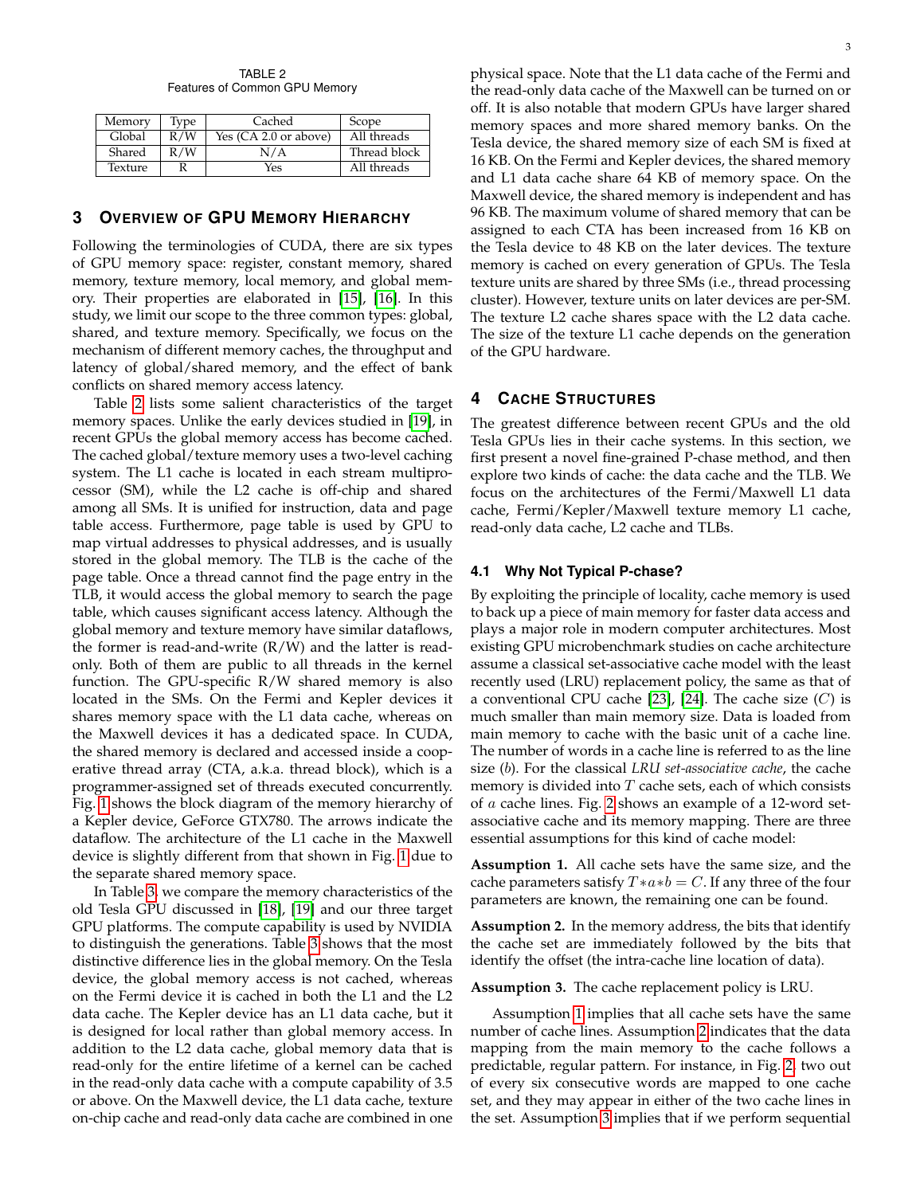TABLE 2
Features of Common GPU Memory

| Memory | Type | Cached | Scope |
|---|---|---|---|
| Global | R/W | Yes (CA 2.0 or above) | All threads |
| Shared | R/W | N/A | Thread block |
| Texture | R | Yes | All threads |

## 3 Overview of GPU Memory Hierarchy

Following the terminologies of CUDA, there are six types of GPU memory space: register, constant memory, shared memory, texture memory, local memory, and global memory. Their properties are elaborated in [15], [16]. In this study, we limit our scope to the three common types: global, shared, and texture memory. Specifically, we focus on the mechanism of different memory caches, the throughput and latency of global/shared memory, and the effect of bank conflicts on shared memory access latency.

Table 2 lists some salient characteristics of the target memory spaces. Unlike the early devices studied in [19], in recent GPUs the global memory access has become cached. The cached global/texture memory uses a two-level caching system. The L1 cache is located in each stream multiprocessor (SM), while the L2 cache is off-chip and shared among all SMs. It is unified for instruction, data and page table access. Furthermore, page table is used by GPU to map virtual addresses to physical addresses, and is usually stored in the global memory. The TLB is the cache of the page table. Once a thread cannot find the page entry in the TLB, it would access the global memory to search the page table, which causes significant access latency. Although the global memory and texture memory have similar dataflows, the former is read-and-write (R/W) and the latter is read-only. Both of them are public to all threads in the kernel function. The GPU-specific R/W shared memory is also located in the SMs. On the Fermi and Kepler devices it shares memory space with the L1 data cache, whereas on the Maxwell devices it has a dedicated space. In CUDA, the shared memory is declared and accessed inside a cooperative thread array (CTA, a.k.a. thread block), which is a programmer-assigned set of threads executed concurrently. Fig. 1 shows the block diagram of the memory hierarchy of a Kepler device, GeForce GTX780. The arrows indicate the dataflow. The architecture of the L1 cache in the Maxwell device is slightly different from that shown in Fig. 1 due to the separate shared memory space.

In Table 3, we compare the memory characteristics of the old Tesla GPU discussed in [18], [19] and our three target GPU platforms. The compute capability is used by NVIDIA to distinguish the generations. Table 3 shows that the most distinctive difference lies in the global memory. On the Tesla device, the global memory access is not cached, whereas on the Fermi device it is cached in both the L1 and the L2 data cache. The Kepler device has an L1 data cache, but it is designed for local rather than global memory access. In addition to the L2 data cache, global memory data that is read-only for the entire lifetime of a kernel can be cached in the read-only data cache with a compute capability of 3.5 or above. On the Maxwell device, the L1 data cache, texture on-chip cache and read-only data cache are combined in one physical space. Note that the L1 data cache of the Fermi and the read-only data cache of the Maxwell can be turned on or off. It is also notable that modern GPUs have larger shared memory spaces and more shared memory banks. On the Tesla device, the shared memory size of each SM is fixed at 16 KB. On the Fermi and Kepler devices, the shared memory and L1 data cache share 64 KB of memory space. On the Maxwell device, the shared memory is independent and has 96 KB. The maximum volume of shared memory that can be assigned to each CTA has been increased from 16 KB on the Tesla device to 48 KB on the later devices. The texture memory is cached on every generation of GPUs. The Tesla texture units are shared by three SMs (i.e., thread processing cluster). However, texture units on later devices are per-SM. The texture L2 cache shares space with the L2 data cache. The size of the texture L1 cache depends on the generation of the GPU hardware.

## 4 Cache Structures

The greatest difference between recent GPUs and the old Tesla GPUs lies in their cache systems. In this section, we first present a novel fine-grained P-chase method, and then explore two kinds of cache: the data cache and the TLB. We focus on the architectures of the Fermi/Maxwell L1 data cache, Fermi/Kepler/Maxwell texture memory L1 cache, read-only data cache, L2 cache and TLBs.

### 4.1 Why Not Typical P-chase?

By exploiting the principle of locality, cache memory is used to back up a piece of main memory for faster data access and plays a major role in modern computer architectures. Most existing GPU microbenchmark studies on cache architecture assume a classical set-associative cache model with the least recently used (LRU) replacement policy, the same as that of a conventional CPU cache [23], [24]. The cache size ($C$) is much smaller than main memory size. Data is loaded from main memory to cache with the basic unit of a cache line. The number of words in a cache line is referred to as the line size ($b$). For the classical *LRU set-associative cache*, the cache memory is divided into $T$ cache sets, each of which consists of $a$ cache lines. Fig. 2 shows an example of a 12-word set-associative cache and its memory mapping. There are three essential assumptions for this kind of cache model:

**Assumption 1.** All cache sets have the same size, and the cache parameters satisfy $T*a*b = C$. If any three of the four parameters are known, the remaining one can be found.

**Assumption 2.** In the memory address, the bits that identify the cache set are immediately followed by the bits that identify the offset (the intra-cache line location of data).

**Assumption 3.** The cache replacement policy is LRU.

Assumption 1 implies that all cache sets have the same number of cache lines. Assumption 2 indicates that the data mapping from the main memory to the cache follows a predictable, regular pattern. For instance, in Fig. 2, two out of every six consecutive words are mapped to one cache set, and they may appear in either of the two cache lines in the set. Assumption 3 implies that if we perform sequential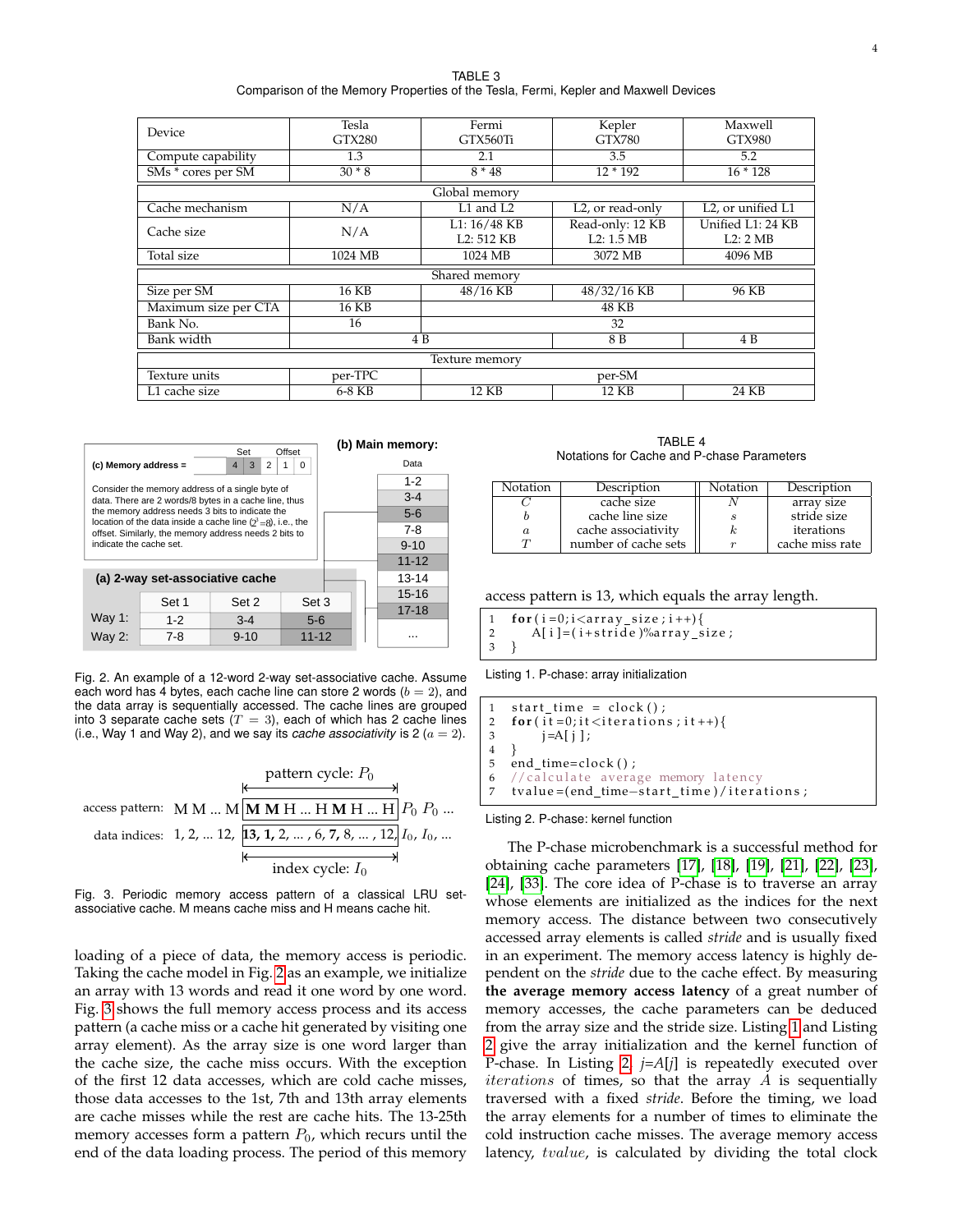TABLE 3
Comparison of the Memory Properties of the Tesla, Fermi, Kepler and Maxwell Devices

| Device | Tesla GTX280 | Fermi GTX560Ti | Kepler GTX780 | Maxwell GTX980 |
|---|---|---|---|---|
| Compute capability | 1.3 | 2.1 | 3.5 | 5.2 |
| SMs * cores per SM | 30 * 8 | 8 * 48 | 12 * 192 | 16 * 128 |
| **Global memory** | | | | |
| Cache mechanism | N/A | L1 and L2 | L2, or read-only | L2, or unified L1 |
| Cache size | N/A | L1: 16/48 KB L2: 512 KB | Read-only: 12 KB L2: 1.5 MB | Unified L1: 24 KB L2: 2 MB |
| Total size | 1024 MB | 1024 MB | 3072 MB | 4096 MB |
| **Shared memory** | | | | |
| Size per SM | 16 KB | 48/16 KB | 48/32/16 KB | 96 KB |
| Maximum size per CTA | 16 KB | 48 KB | 48 KB | 48 KB |
| Bank No. | 16 | 32 | 32 | 32 |
| Bank width | 4 B | 4 B | 8 B | 4 B |
| **Texture memory** | | | | |
| Texture units | per-TPC | per-SM | per-SM | per-SM |
| L1 cache size | 6-8 KB | 12 KB | 12 KB | 24 KB |

**(c) Memory address =** | 4 | 3 | 2 | 1 | 0 | (Set: bits 4-3; Offset: bits 1-0)

Consider the memory address of a single byte of data. There are 2 words/8 bytes in a cache line, thus the memory address needs 3 bits to indicate the location of the data inside a cache line ($2^3$=8), i.e., the offset. Similarly, the memory address needs 2 bits to indicate the cache set.

**(a) 2-way set-associative cache**

| | Set 1 | Set 2 | Set 3 |
|---|---|---|---|
| Way 1: | 1-2 | 3-4 | 5-6 |
| Way 2: | 7-8 | 9-10 | 11-12 |

**(b) Main memory:**

| Data |
|---|
| 1-2 |
| 3-4 |
| 5-6 |
| 7-8 |
| 9-10 |
| 11-12 |
| 13-14 |
| 15-16 |
| 17-18 |
| ... |

Fig. 2. An example of a 12-word 2-way set-associative cache. Assume each word has 4 bytes, each cache line can store 2 words ($b = 2$), and the data array is sequentially accessed. The cache lines are grouped into 3 separate cache sets ($T = 3$), each of which has 2 cache lines (i.e., Way 1 and Way 2), and we say its *cache associativity* is 2 ($a = 2$).

pattern cycle: $P_0$

access pattern: M M ... M **M M** H ... H **M** H ... H $P_0$ $P_0$ ...

data indices: 1, 2, ... 12, **13, 1,** 2, ... , 6, **7,** 8, ... , 12, $I_0$, $I_0$, ...

index cycle: $I_0$

Fig. 3. Periodic memory access pattern of a classical LRU set-associative cache. M means cache miss and H means cache hit.

loading of a piece of data, the memory access is periodic. Taking the cache model in Fig. 2 as an example, we initialize an array with 13 words and read it one word by one word. Fig. 3 shows the full memory access process and its access pattern (a cache miss or a cache hit generated by visiting one array element). As the array size is one word larger than the cache size, the cache miss occurs. With the exception of the first 12 data accesses, which are cold cache misses, those data accesses to the 1st, 7th and 13th array elements are cache misses while the rest are cache hits. The 13-25th memory accesses form a pattern $P_0$, which recurs until the end of the data loading process. The period of this memory access pattern is 13, which equals the array length.

TABLE 4
Notations for Cache and P-chase Parameters

| Notation | Description | Notation | Description |
|---|---|---|---|
| $C$ | cache size | $N$ | array size |
| $b$ | cache line size | $s$ | stride size |
| $a$ | cache associativity | $k$ | iterations |
| $T$ | number of cache sets | $r$ | cache miss rate |

```
1  for(i=0;i<array_size;i++){
2      A[i]=(i+stride)%array_size;
3  }
```

Listing 1. P-chase: array initialization

```
1  start_time = clock();
2  for(it=0;it<iterations;it++){
3      j=A[j];
4  }
5  end_time=clock();
6  //calculate average memory latency
7  tvalue=(end_time-start_time)/iterations;
```

Listing 2. P-chase: kernel function

The P-chase microbenchmark is a successful method for obtaining cache parameters [17], [18], [19], [21], [22], [23], [24], [33]. The core idea of P-chase is to traverse an array whose elements are initialized as the indices for the next memory access. The distance between two consecutively accessed array elements is called *stride* and is usually fixed in an experiment. The memory access latency is highly dependent on the *stride* due to the cache effect. By measuring **the average memory access latency** of a great number of memory accesses, the cache parameters can be deduced from the array size and the stride size. Listing 1 and Listing 2 give the array initialization and the kernel function of P-chase. In Listing 2, *j=A[j]* is repeatedly executed over $iterations$ of times, so that the array $A$ is sequentially traversed with a fixed *stride*. Before the timing, we load the array elements for a number of times to eliminate the cold instruction cache misses. The average memory access latency, $tvalue$, is calculated by dividing the total clock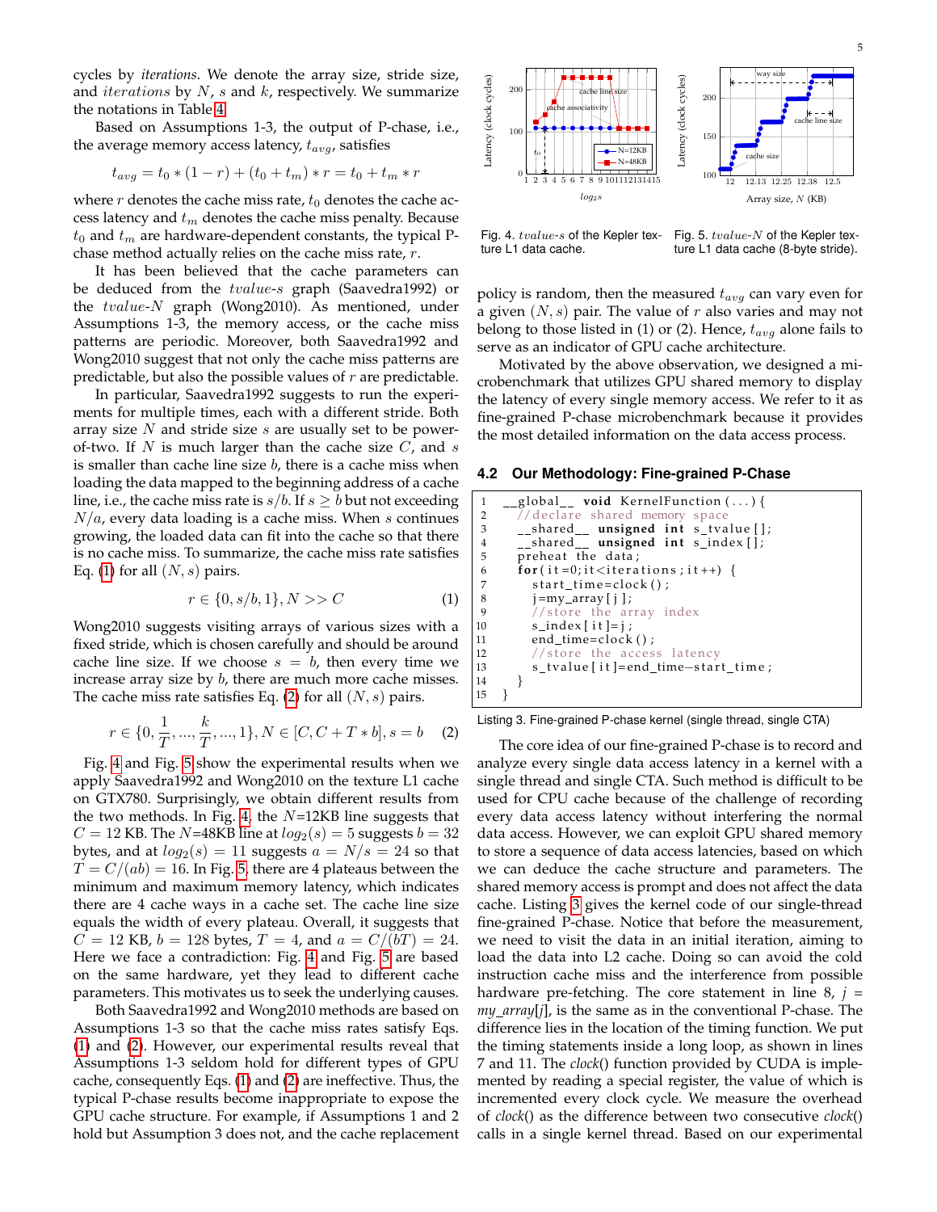cycles by *iterations*. We denote the array size, stride size, and *iterations* by $N$, $s$ and $k$, respectively. We summarize the notations in Table 4.

Based on Assumptions 1-3, the output of P-chase, i.e., the average memory access latency, $t_{avg}$, satisfies

$$t_{avg} = t_0 * (1 - r) + (t_0 + t_m) * r = t_0 + t_m * r$$

where $r$ denotes the cache miss rate, $t_0$ denotes the cache access latency and $t_m$ denotes the cache miss penalty. Because $t_0$ and $t_m$ are hardware-dependent constants, the typical P-chase method actually relies on the cache miss rate, $r$.

It has been believed that the cache parameters can be deduced from the *tvalue-s* graph (Saavedra1992) or the *tvalue-N* graph (Wong2010). As mentioned, under Assumptions 1-3, the memory access, or the cache miss patterns are periodic. Moreover, both Saavedra1992 and Wong2010 suggest that not only the cache miss patterns are predictable, but also the possible values of $r$ are predictable.

In particular, Saavedra1992 suggests to run the experiments for multiple times, each with a different stride. Both array size $N$ and stride size $s$ are usually set to be power-of-two. If $N$ is much larger than the cache size $C$, and $s$ is smaller than cache line size $b$, there is a cache miss when loading the data mapped to the beginning address of a cache line, i.e., the cache miss rate is $s/b$. If $s \geq b$ but not exceeding $N/a$, every data loading is a cache miss. When $s$ continues growing, the loaded data can fit into the cache so that there is no cache miss. To summarize, the cache miss rate satisfies Eq. (1) for all $(N, s)$ pairs.

$$r \in \{0, s/b, 1\}, N >> C \tag{1}$$

Wong2010 suggests visiting arrays of various sizes with a fixed stride, which is chosen carefully and should be around cache line size. If we choose $s = b$, then every time we increase array size by $b$, there are much more cache misses. The cache miss rate satisfies Eq. (2) for all $(N, s)$ pairs.

$$r \in \{0, \frac{1}{T}, ..., \frac{k}{T}, ..., 1\}, N \in [C, C + T * b], s = b \tag{2}$$

Fig. 4 and Fig. 5 show the experimental results when we apply Saavedra1992 and Wong2010 on the texture L1 cache on GTX780. Surprisingly, we obtain different results from the two methods. In Fig. 4, the $N$=12KB line suggests that $C = 12$ KB. The $N$=48KB line at $log_2(s) = 5$ suggests $b = 32$ bytes, and at $log_2(s) = 11$ suggests $a = N/s = 24$ so that $T = C/(ab) = 16$. In Fig. 5, there are 4 plateaus between the minimum and maximum memory latency, which indicates there are 4 cache ways in a cache set. The cache line size equals the width of every plateau. Overall, it suggests that $C = 12$ KB, $b = 128$ bytes, $T = 4$, and $a = C/(bT) = 24$. Here we face a contradiction: Fig. 4 and Fig. 5 are based on the same hardware, yet they lead to different cache parameters. This motivates us to seek the underlying causes.

Both Saavedra1992 and Wong2010 methods are based on Assumptions 1-3 so that the cache miss rates satisfy Eqs. (1) and (2). However, our experimental results reveal that Assumptions 1-3 seldom hold for different types of GPU cache, consequently Eqs. (1) and (2) are ineffective. Thus, the typical P-chase results become inappropriate to expose the GPU cache structure. For example, if Assumptions 1 and 2 hold but Assumption 3 does not, and the cache replacement policy is random, then the measured $t_{avg}$ can vary even for a given $(N, s)$ pair. The value of $r$ also varies and may not belong to those listed in (1) or (2). Hence, $t_{avg}$ alone fails to serve as an indicator of GPU cache architecture.

Fig. 4. *tvalue-s* of the Kepler texture L1 data cache.

Fig. 5. *tvalue-N* of the Kepler texture L1 data cache (8-byte stride).

Motivated by the above observation, we designed a microbenchmark that utilizes GPU shared memory to display the latency of every single memory access. We refer to it as fine-grained P-chase microbenchmark because it provides the most detailed information on the data access process.

### 4.2 Our Methodology: Fine-grained P-Chase

```
1  __global__ void KernelFunction(...){
2    //declare shared memory space
3    __shared__ unsigned int s_tvalue[];
4    __shared__ unsigned int s_index[];
5    preheat the data;
6    for(it=0;it<iterations;it++) {
7      start_time=clock();
8      j=my_array[j];
9      //store the array index
10     s_index[it]=j;
11     end_time=clock();
12     //store the access latency
13     s_tvalue[it]=end_time-start_time;
14   }
15 }
```

Listing 3. Fine-grained P-chase kernel (single thread, single CTA)

The core idea of our fine-grained P-chase is to record and analyze every single data access latency in a kernel with a single thread and single CTA. Such method is difficult to be used for CPU cache because of the challenge of recording every data access latency without interfering the normal data access. However, we can exploit GPU shared memory to store a sequence of data access latencies, based on which we can deduce the cache structure and parameters. The shared memory access is prompt and does not affect the data cache. Listing 3 gives the kernel code of our single-thread fine-grained P-chase. Notice that before the measurement, we need to visit the data in an initial iteration, aiming to load the data into L2 cache. Doing so can avoid the cold instruction cache miss and the interference from possible hardware pre-fetching. The core statement in line 8, *j = my_array[j]*, is the same as in the conventional P-chase. The difference lies in the location of the timing function. We put the timing statements inside a long loop, as shown in lines 7 and 11. The *clock*() function provided by CUDA is implemented by reading a special register, the value of which is incremented every clock cycle. We measure the overhead of *clock*() as the difference between two consecutive *clock*() calls in a single kernel thread. Based on our experimental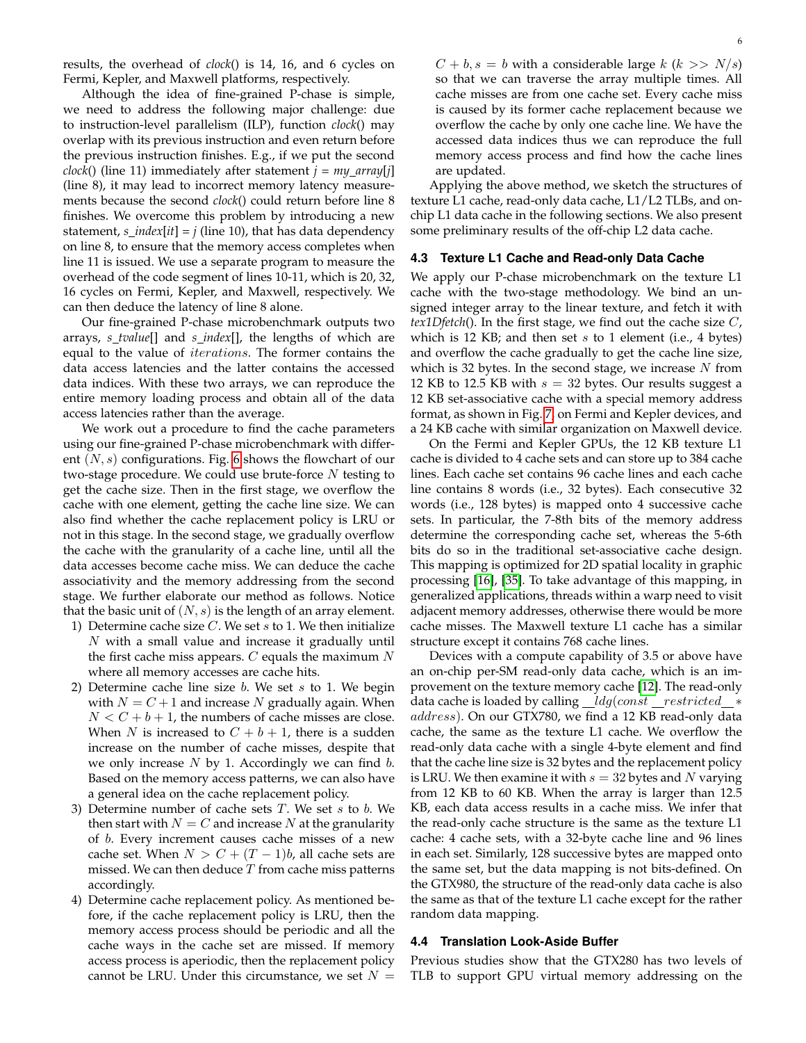results, the overhead of *clock*() is 14, 16, and 6 cycles on Fermi, Kepler, and Maxwell platforms, respectively.

Although the idea of fine-grained P-chase is simple, we need to address the following major challenge: due to instruction-level parallelism (ILP), function *clock*() may overlap with its previous instruction and even return before the previous instruction finishes. E.g., if we put the second *clock*() (line 11) immediately after statement *j* = *my_array*[*j*] (line 8), it may lead to incorrect memory latency measurements because the second *clock*() could return before line 8 finishes. We overcome this problem by introducing a new statement, *s_index*[*it*] = *j* (line 10), that has data dependency on line 8, to ensure that the memory access completes when line 11 is issued. We use a separate program to measure the overhead of the code segment of lines 10-11, which is 20, 32, 16 cycles on Fermi, Kepler, and Maxwell, respectively. We can then deduce the latency of line 8 alone.

Our fine-grained P-chase microbenchmark outputs two arrays, *s_tvalue*[] and *s_index*[], the lengths of which are equal to the value of $iterations$. The former contains the data access latencies and the latter contains the accessed data indices. With these two arrays, we can reproduce the entire memory loading process and obtain all of the data access latencies rather than the average.

We work out a procedure to find the cache parameters using our fine-grained P-chase microbenchmark with different $(N, s)$ configurations. Fig. 6 shows the flowchart of our two-stage procedure. We could use brute-force $N$ testing to get the cache size. Then in the first stage, we overflow the cache with one element, getting the cache line size. We can also find whether the cache replacement policy is LRU or not in this stage. In the second stage, we gradually overflow the cache with the granularity of a cache line, until all the data accesses become cache miss. We can deduce the cache associativity and the memory addressing from the second stage. We further elaborate our method as follows. Notice that the basic unit of $(N, s)$ is the length of an array element.

1) Determine cache size $C$. We set $s$ to 1. We then initialize $N$ with a small value and increase it gradually until the first cache miss appears. $C$ equals the maximum $N$ where all memory accesses are cache hits.
2) Determine cache line size $b$. We set $s$ to 1. We begin with $N = C + 1$ and increase $N$ gradually again. When $N < C + b + 1$, the numbers of cache misses are close. When $N$ is increased to $C + b + 1$, there is a sudden increase on the number of cache misses, despite that we only increase $N$ by 1. Accordingly we can find $b$. Based on the memory access patterns, we can also have a general idea on the cache replacement policy.
3) Determine number of cache sets $T$. We set $s$ to $b$. We then start with $N = C$ and increase $N$ at the granularity of $b$. Every increment causes cache misses of a new cache set. When $N > C + (T - 1)b$, all cache sets are missed. We can then deduce $T$ from cache miss patterns accordingly.
4) Determine cache replacement policy. As mentioned before, if the cache replacement policy is LRU, then the memory access process should be periodic and all the cache ways in the cache set are missed. If memory access process is aperiodic, then the replacement policy cannot be LRU. Under this circumstance, we set $N = C + b, s = b$ with a considerable large $k$ ($k >> N/s$) so that we can traverse the array multiple times. All cache misses are from one cache set. Every cache miss is caused by its former cache replacement because we overflow the cache by only one cache line. We have the accessed data indices thus we can reproduce the full memory access process and find how the cache lines are updated.

Applying the above method, we sketch the structures of texture L1 cache, read-only data cache, L1/L2 TLBs, and on-chip L1 data cache in the following sections. We also present some preliminary results of the off-chip L2 data cache.

### 4.3 Texture L1 Cache and Read-only Data Cache

We apply our P-chase microbenchmark on the texture L1 cache with the two-stage methodology. We bind an unsigned integer array to the linear texture, and fetch it with *tex1Dfetch*(). In the first stage, we find out the cache size $C$, which is 12 KB; and then set $s$ to 1 element (i.e., 4 bytes) and overflow the cache gradually to get the cache line size, which is 32 bytes. In the second stage, we increase $N$ from 12 KB to 12.5 KB with $s = 32$ bytes. Our results suggest a 12 KB set-associative cache with a special memory address format, as shown in Fig. 7, on Fermi and Kepler devices, and a 24 KB cache with similar organization on Maxwell device.

On the Fermi and Kepler GPUs, the 12 KB texture L1 cache is divided to 4 cache sets and can store up to 384 cache lines. Each cache set contains 96 cache lines and each cache line contains 8 words (i.e., 32 bytes). Each consecutive 32 words (i.e., 128 bytes) is mapped onto 4 successive cache sets. In particular, the 7-8th bits of the memory address determine the corresponding cache set, whereas the 5-6th bits do so in the traditional set-associative cache design. This mapping is optimized for 2D spatial locality in graphic processing [16], [35]. To take advantage of this mapping, in generalized applications, threads within a warp need to visit adjacent memory addresses, otherwise there would be more cache misses. The Maxwell texture L1 cache has a similar structure except it contains 768 cache lines.

Devices with a compute capability of 3.5 or above have an on-chip per-SM read-only data cache, which is an improvement on the texture memory cache [12]. The read-only data cache is loaded by calling $\_\_ldg(const\ \_\_restricted\_\_ *address)$. On our GTX780, we find a 12 KB read-only data cache, the same as the texture L1 cache. We overflow the read-only data cache with a single 4-byte element and find that the cache line size is 32 bytes and the replacement policy is LRU. We then examine it with $s = 32$ bytes and $N$ varying from 12 KB to 60 KB. When the array is larger than 12.5 KB, each data access results in a cache miss. We infer that the read-only cache structure is the same as the texture L1 cache: 4 cache sets, with a 32-byte cache line and 96 lines in each set. Similarly, 128 successive bytes are mapped onto the same set, but the data mapping is not bits-defined. On the GTX980, the structure of the read-only data cache is also the same as that of the texture L1 cache except for the rather random data mapping.

### 4.4 Translation Look-Aside Buffer

Previous studies show that the GTX280 has two levels of TLB to support GPU virtual memory addressing on the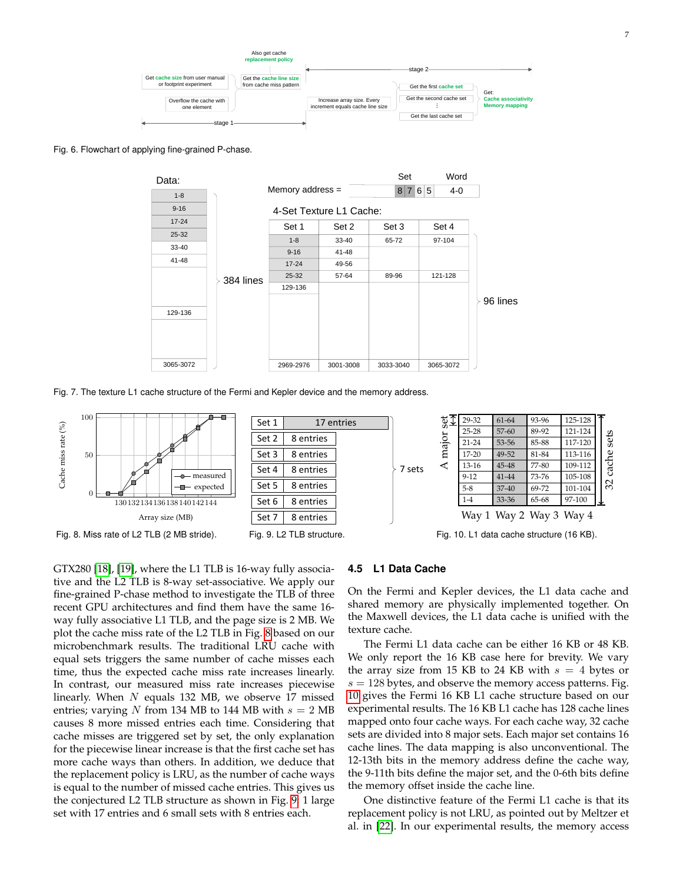Fig. 6. Flowchart of applying fine-grained P-chase.

Fig. 7. The texture L1 cache structure of the Fermi and Kepler device and the memory address.

Fig. 8. Miss rate of L2 TLB (2 MB stride).

Fig. 9. L2 TLB structure.

Fig. 10. L1 data cache structure (16 KB).

GTX280 [18], [19], where the L1 TLB is 16-way fully associative and the L2 TLB is 8-way set-associative. We apply our fine-grained P-chase method to investigate the TLB of three recent GPU architectures and find them have the same 16-way fully associative L1 TLB, and the page size is 2 MB. We plot the cache miss rate of the L2 TLB in Fig. 8 based on our microbenchmark results. The traditional LRU cache with equal sets triggers the same number of cache misses each time, thus the expected cache miss rate increases linearly. In contrast, our measured miss rate increases piecewise linearly. When $N$ equals 132 MB, we observe 17 missed entries; varying $N$ from 134 MB to 144 MB with $s = 2$ MB causes 8 more missed entries each time. Considering that cache misses are triggered set by set, the only explanation for the piecewise linear increase is that the first cache set has more cache ways than others. In addition, we deduce that the replacement policy is LRU, as the number of cache ways is equal to the number of missed cache entries. This gives us the conjectured L2 TLB structure as shown in Fig. 9: 1 large set with 17 entries and 6 small sets with 8 entries each.

### 4.5 L1 Data Cache

On the Fermi and Kepler devices, the L1 data cache and shared memory are physically implemented together. On the Maxwell devices, the L1 data cache is unified with the texture cache.

The Fermi L1 data cache can be either 16 KB or 48 KB. We only report the 16 KB case here for brevity. We vary the array size from 15 KB to 24 KB with $s = 4$ bytes or $s = 128$ bytes, and observe the memory access patterns. Fig. 10 gives the Fermi 16 KB L1 cache structure based on our experimental results. The 16 KB L1 cache has 128 cache lines mapped onto four cache ways. For each cache way, 32 cache sets are divided into 8 major sets. Each major set contains 16 cache lines. The data mapping is also unconventional. The 12-13th bits in the memory address define the cache way, the 9-11th bits define the major set, and the 0-6th bits define the memory offset inside the cache line.

One distinctive feature of the Fermi L1 cache is that its replacement policy is not LRU, as pointed out by Meltzer et al. in [22]. In our experimental results, the memory access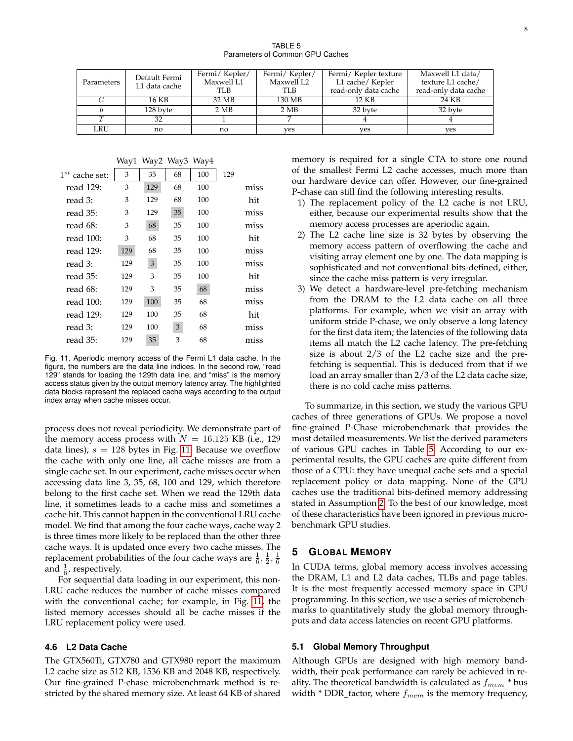TABLE 5
Parameters of Common GPU Caches

| Parameters | Default Fermi L1 data cache | Fermi/ Kepler/ Maxwell L1 TLB | Fermi/ Kepler/ Maxwell L2 TLB | Fermi/ Kepler texture L1 cache/ Kepler read-only data cache | Maxwell L1 data/ texture L1 cache/ read-only data cache |
|---|---|---|---|---|---|
| $C$ | 16 KB | 32 MB | 130 MB | 12 KB | 24 KB |
| $b$ | 128 byte | 2 MB | 2 MB | 32 byte | 32 byte |
| $T$ | 32 | 1 | 7 | 4 | 4 |
| LRU | no | no | yes | yes | yes |

| | Way1 | Way2 | Way3 | Way4 | | |
|---|---|---|---|---|---|---|
| $1^{st}$ cache set: | 3 | 35 | 68 | 100 | 129 | |
| read 129: | 3 | **129** | 68 | 100 | | miss |
| read 3: | 3 | 129 | 68 | 100 | | hit |
| read 35: | 3 | 129 | **35** | 100 | | miss |
| read 68: | 3 | **68** | 35 | 100 | | miss |
| read 100: | 3 | 68 | 35 | 100 | | hit |
| read 129: | **129** | 68 | 35 | 100 | | miss |
| read 3: | 129 | **3** | 35 | 100 | | miss |
| read 35: | 129 | 3 | 35 | 100 | | hit |
| read 68: | 129 | 3 | 35 | **68** | | miss |
| read 100: | 129 | **100** | 35 | 68 | | miss |
| read 129: | 129 | 100 | 35 | 68 | | hit |
| read 3: | 129 | 100 | **3** | 68 | | miss |
| read 35: | 129 | **35** | 3 | 68 | | miss |

Fig. 11. Aperiodic memory access of the Fermi L1 data cache. In the figure, the numbers are the data line indices. In the second row, "read 129" stands for loading the 129th data line, and "miss" is the memory access status given by the output memory latency array. The highlighted data blocks represent the replaced cache ways according to the output index array when cache misses occur.

process does not reveal periodicity. We demonstrate part of the memory access process with $N = 16.125$ KB (i.e., 129 data lines), $s = 128$ bytes in Fig. 11. Because we overflow the cache with only one line, all cache misses are from a single cache set. In our experiment, cache misses occur when accessing data line 3, 35, 68, 100 and 129, which therefore belong to the first cache set. When we read the 129th data line, it sometimes leads to a cache miss and sometimes a cache hit. This cannot happen in the conventional LRU cache model. We find that among the four cache ways, cache way 2 is three times more likely to be replaced than the other three cache ways. It is updated once every two cache misses. The replacement probabilities of the four cache ways are $\frac{1}{6}$, $\frac{1}{2}$, $\frac{1}{6}$ and $\frac{1}{6}$, respectively.

For sequential data loading in our experiment, this non-LRU cache reduces the number of cache misses compared with the conventional cache; for example, in Fig. 11, the listed memory accesses should all be cache misses if the LRU replacement policy were used.

### 4.6 L2 Data Cache

The GTX560Ti, GTX780 and GTX980 report the maximum L2 cache size as 512 KB, 1536 KB and 2048 KB, respectively. Our fine-grained P-chase microbenchmark method is restricted by the shared memory size. At least 64 KB of shared memory is required for a single CTA to store one round of the smallest Fermi L2 cache accesses, much more than our hardware device can offer. However, our fine-grained P-chase can still find the following interesting results.

1) The replacement policy of the L2 cache is not LRU, either, because our experimental results show that the memory access process are aperiodic again.
2) The L2 cache line size is 32 bytes by observing the memory access pattern of overflowing the cache and visiting array element one by one. The data mapping is sophisticated and not conventional bits-defined, either, since the cache miss pattern is very irregular.
3) We detect a hardware-level pre-fetching mechanism from the DRAM to the L2 data cache on all three platforms. For example, when we visit an array with uniform stride P-chase, we only observe a long latency for the first data item; the latencies of the following data items all match the L2 cache latency. The pre-fetching size is about 2/3 of the L2 cache size and the pre-fetching is sequential. This is deduced from that if we load an array smaller than 2/3 of the L2 data cache size, there is no cold cache miss patterns.

To summarize, in this section, we study the various GPU caches of three generations of GPUs. We propose a novel fine-grained P-Chase microbenchmark that provides the most detailed measurements. We list the derived parameters of various GPU caches in Table 5. According to our experimental results, the GPU caches are quite different from those of a CPU: they have unequal cache sets and a special replacement policy or data mapping. None of the GPU caches use the traditional bits-defined memory addressing stated in Assumption 2. To the best of our knowledge, most of these characteristics have been ignored in previous microbenchmark GPU studies.

## 5 Global Memory

In CUDA terms, global memory access involves accessing the DRAM, L1 and L2 data caches, TLBs and page tables. It is the most frequently accessed memory space in GPU programming. In this section, we use a series of microbenchmarks to quantitatively study the global memory throughputs and data access latencies on recent GPU platforms.

### 5.1 Global Memory Throughput

Although GPUs are designed with high memory bandwidth, their peak performance can rarely be achieved in reality. The theoretical bandwidth is calculated as $f_{mem}$ * bus width * DDR_factor, where $f_{mem}$ is the memory frequency,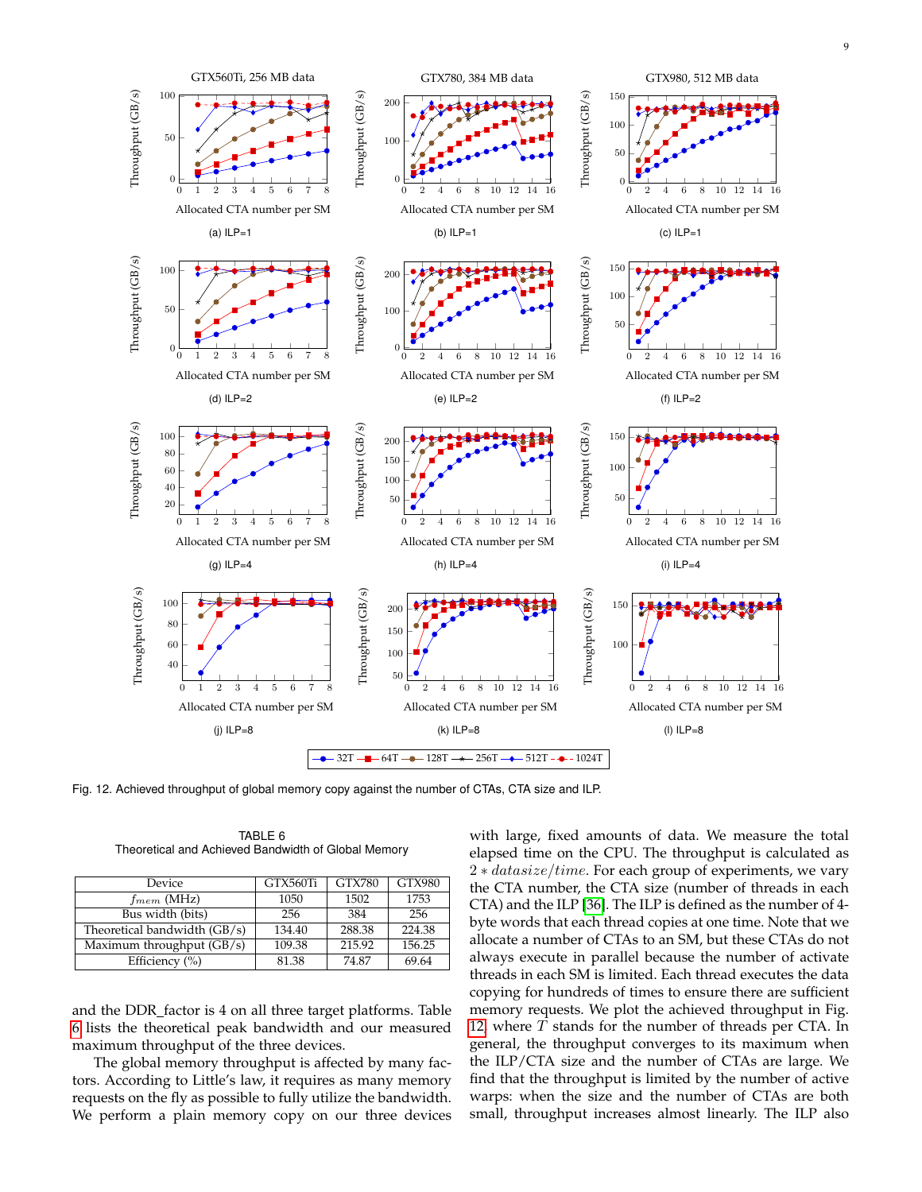Fig. 12. Achieved throughput of global memory copy against the number of CTAs, CTA size and ILP.

TABLE 6
Theoretical and Achieved Bandwidth of Global Memory

| Device | GTX560Ti | GTX780 | GTX980 |
|---|---|---|---|
| $f_{mem}$ (MHz) | 1050 | 1502 | 1753 |
| Bus width (bits) | 256 | 384 | 256 |
| Theoretical bandwidth (GB/s) | 134.40 | 288.38 | 224.38 |
| Maximum throughput (GB/s) | 109.38 | 215.92 | 156.25 |
| Efficiency (%) | 81.38 | 74.87 | 69.64 |

and the DDR_factor is 4 on all three target platforms. Table 6 lists the theoretical peak bandwidth and our measured maximum throughput of the three devices.

The global memory throughput is affected by many factors. According to Little's law, it requires as many memory requests on the fly as possible to fully utilize the bandwidth. We perform a plain memory copy on our three devices with large, fixed amounts of data. We measure the total elapsed time on the CPU. The throughput is calculated as $2 * datasize/time$. For each group of experiments, we vary the CTA number, the CTA size (number of threads in each CTA) and the ILP [36]. The ILP is defined as the number of 4-byte words that each thread copies at one time. Note that we allocate a number of CTAs to an SM, but these CTAs do not always execute in parallel because the number of activate threads in each SM is limited. Each thread executes the data copying for hundreds of times to ensure there are sufficient memory requests. We plot the achieved throughput in Fig. 12, where $T$ stands for the number of threads per CTA. In general, the throughput converges to its maximum when the ILP/CTA size and the number of CTAs are large. We find that the throughput is limited by the number of active warps: when the size and the number of CTAs are both small, throughput increases almost linearly. The ILP also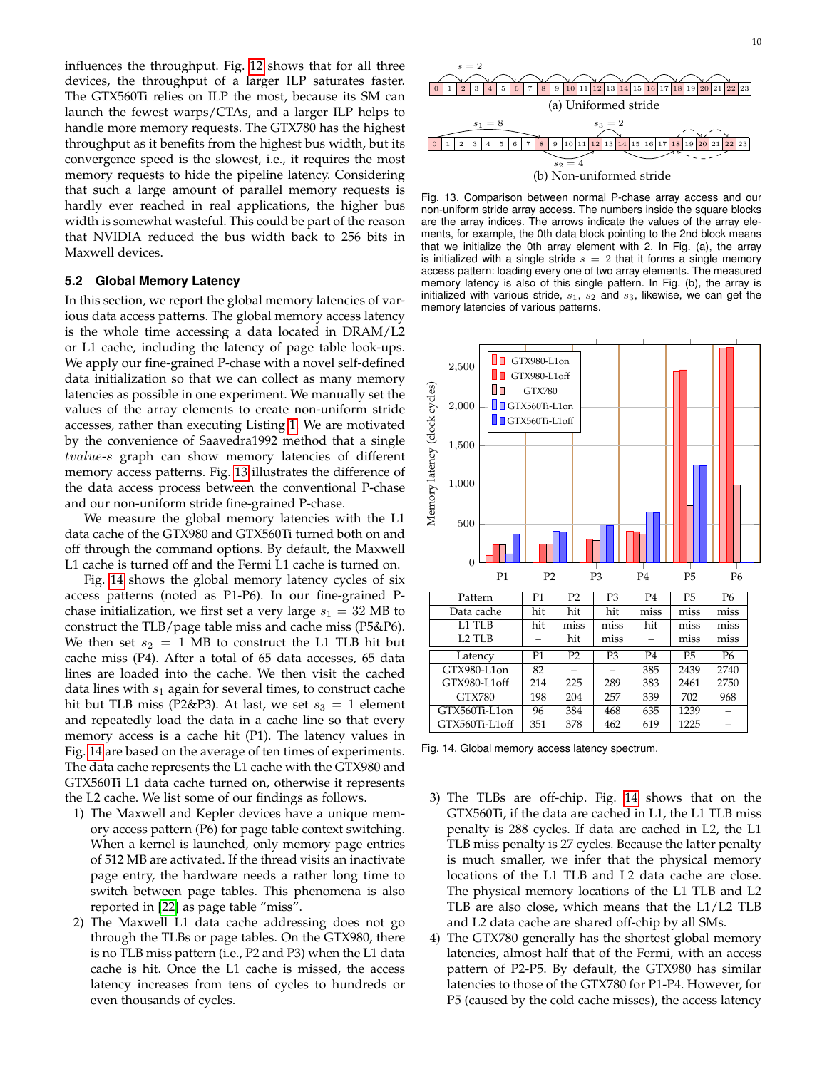influences the throughput. Fig. 12 shows that for all three devices, the throughput of a larger ILP saturates faster. The GTX560Ti relies on ILP the most, because its SM can launch the fewest warps/CTAs, and a larger ILP helps to handle more memory requests. The GTX780 has the highest throughput as it benefits from the highest bus width, but its convergence speed is the slowest, i.e., it requires the most memory requests to hide the pipeline latency. Considering that such a large amount of parallel memory requests is hardly ever reached in real applications, the higher bus width is somewhat wasteful. This could be part of the reason that NVIDIA reduced the bus width back to 256 bits in Maxwell devices.

### 5.2 Global Memory Latency

In this section, we report the global memory latencies of various data access patterns. The global memory access latency is the whole time accessing a data located in DRAM/L2 or L1 cache, including the latency of page table look-ups. We apply our fine-grained P-chase with a novel self-defined data initialization so that we can collect as many memory latencies as possible in one experiment. We manually set the values of the array elements to create non-uniform stride accesses, rather than executing Listing 1. We are motivated by the convenience of Saavedra1992 method that a single $tvalue$-$s$ graph can show memory latencies of different memory access patterns. Fig. 13 illustrates the difference of the data access process between the conventional P-chase and our non-uniform stride fine-grained P-chase.

We measure the global memory latencies with the L1 data cache of the GTX980 and GTX560Ti turned both on and off through the command options. By default, the Maxwell L1 cache is turned off and the Fermi L1 cache is turned on.

Fig. 14 shows the global memory latency cycles of six access patterns (noted as P1-P6). In our fine-grained P-chase initialization, we first set a very large $s_1 = 32$ MB to construct the TLB/page table miss and cache miss (P5&P6). We then set $s_2 = 1$ MB to construct the L1 TLB hit but cache miss (P4). After a total of 65 data accesses, 65 data lines are loaded into the cache. We then visit the cached data lines with $s_1$ again for several times, to construct cache hit but TLB miss (P2&P3). At last, we set $s_3 = 1$ element and repeatedly load the data in a cache line so that every memory access is a cache hit (P1). The latency values in Fig. 14 are based on the average of ten times of experiments. The data cache represents the L1 cache with the GTX980 and GTX560Ti L1 data cache turned on, otherwise it represents the L2 cache. We list some of our findings as follows.

1) The Maxwell and Kepler devices have a unique memory access pattern (P6) for page table context switching. When a kernel is launched, only memory page entries of 512 MB are activated. If the thread visits an inactivate page entry, the hardware needs a rather long time to switch between page tables. This phenomena is also reported in [22] as page table "miss".
2) The Maxwell L1 data cache addressing does not go through the TLBs or page tables. On the GTX980, there is no TLB miss pattern (i.e., P2 and P3) when the L1 data cache is hit. Once the L1 cache is missed, the access latency increases from tens of cycles to hundreds or even thousands of cycles.

(a) Uniformed stride

(b) Non-uniformed stride

Fig. 13. Comparison between normal P-chase array access and our non-uniform stride array access. The numbers inside the square blocks are the array indices. The arrows indicate the values of the array elements, for example, the 0th data block pointing to the 2nd block means that we initialize the 0th array element with 2. In Fig. (a), the array is initialized with a single stride $s = 2$ that it forms a single memory access pattern: loading every one of two array elements. The measured memory latency is also of this single pattern. In Fig. (b), the array is initialized with various stride, $s_1$, $s_2$ and $s_3$, likewise, we can get the memory latencies of various patterns.

| Pattern | P1 | P2 | P3 | P4 | P5 | P6 |
|---|---|---|---|---|---|---|
| Data cache | hit | hit | hit | miss | miss | miss |
| L1 TLB | hit | miss | miss | hit | miss | miss |
| L2 TLB | – | hit | miss | – | miss | miss |
| **Latency** | **P1** | **P2** | **P3** | **P4** | **P5** | **P6** |
| GTX980-L1on | 82 | – | – | 385 | 2439 | 2740 |
| GTX980-L1off | 214 | 225 | 289 | 383 | 2461 | 2750 |
| GTX780 | 198 | 204 | 257 | 339 | 702 | 968 |
| GTX560Ti-L1on | 96 | 384 | 468 | 635 | 1239 | – |
| GTX560Ti-L1off | 351 | 378 | 462 | 619 | 1225 | – |

Fig. 14. Global memory access latency spectrum.

3) The TLBs are off-chip. Fig. 14 shows that on the GTX560Ti, if the data are cached in L1, the L1 TLB miss penalty is 288 cycles. If data are cached in L2, the L1 TLB miss penalty is 27 cycles. Because the latter penalty is much smaller, we infer that the physical memory locations of the L1 TLB and L2 data cache are close. The physical memory locations of the L1 TLB and L2 TLB are also close, which means that the L1/L2 TLB and L2 data cache are shared off-chip by all SMs.
4) The GTX780 generally has the shortest global memory latencies, almost half that of the Fermi, with an access pattern of P2-P5. By default, the GTX980 has similar latencies to those of the GTX780 for P1-P4. However, for P5 (caused by the cold cache misses), the access latency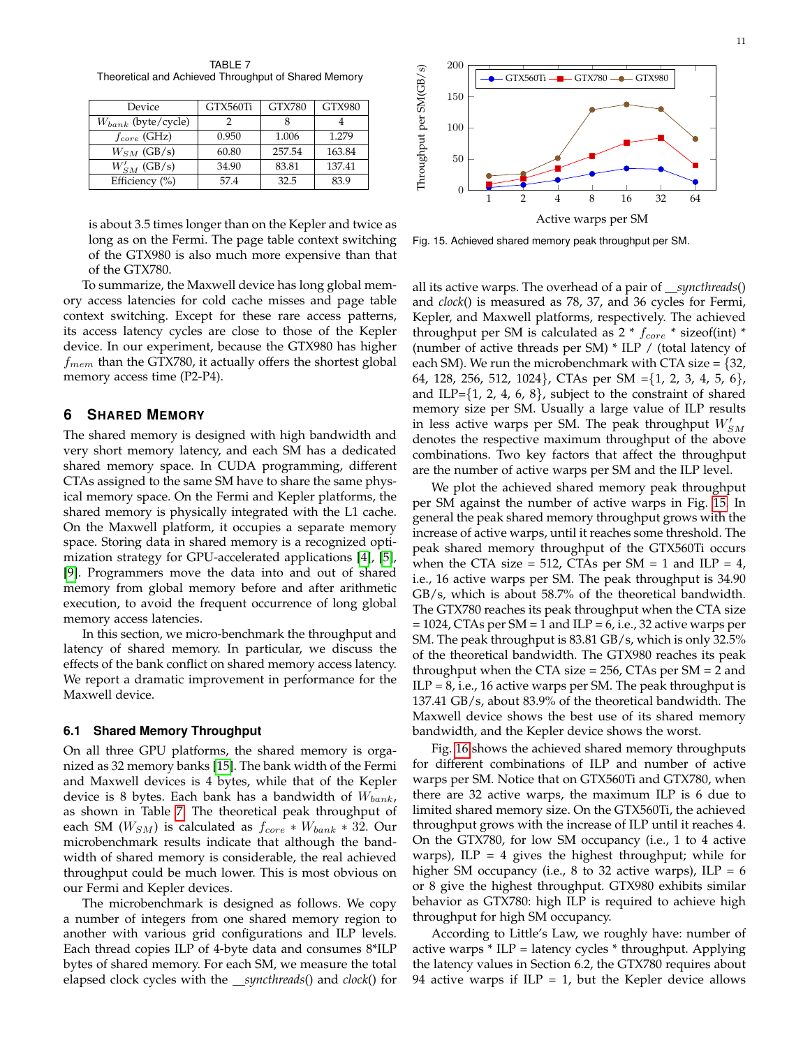TABLE 7
Theoretical and Achieved Throughput of Shared Memory

| Device | GTX560Ti | GTX780 | GTX980 |
|---|---|---|---|
| $W_{bank}$ (byte/cycle) | 2 | 8 | 4 |
| $f_{core}$ (GHz) | 0.950 | 1.006 | 1.279 |
| $W_{SM}$ (GB/s) | 60.80 | 257.54 | 163.84 |
| $W'_{SM}$ (GB/s) | 34.90 | 83.81 | 137.41 |
| Efficiency (%) | 57.4 | 32.5 | 83.9 |

is about 3.5 times longer than on the Kepler and twice as long as on the Fermi. The page table context switching of the GTX980 is also much more expensive than that of the GTX780.

To summarize, the Maxwell device has long global memory access latencies for cold cache misses and page table context switching. Except for these rare access patterns, its access latency cycles are close to those of the Kepler device. In our experiment, because the GTX980 has higher $f_{mem}$ than the GTX780, it actually offers the shortest global memory access time (P2-P4).

## 6 Shared Memory

The shared memory is designed with high bandwidth and very short memory latency, and each SM has a dedicated shared memory space. In CUDA programming, different CTAs assigned to the same SM have to share the same physical memory space. On the Fermi and Kepler platforms, the shared memory is physically integrated with the L1 cache. On the Maxwell platform, it occupies a separate memory space. Storing data in shared memory is a recognized optimization strategy for GPU-accelerated applications [4], [5], [9]. Programmers move the data into and out of shared memory from global memory before and after arithmetic execution, to avoid the frequent occurrence of long global memory access latencies.

In this section, we micro-benchmark the throughput and latency of shared memory. In particular, we discuss the effects of the bank conflict on shared memory access latency. We report a dramatic improvement in performance for the Maxwell device.

### 6.1 Shared Memory Throughput

On all three GPU platforms, the shared memory is organized as 32 memory banks [15]. The bank width of the Fermi and Maxwell devices is 4 bytes, while that of the Kepler device is 8 bytes. Each bank has a bandwidth of $W_{bank}$, as shown in Table 7. The theoretical peak throughput of each SM ($W_{SM}$) is calculated as $f_{core} * W_{bank} * 32$. Our microbenchmark results indicate that although the bandwidth of shared memory is considerable, the real achieved throughput could be much lower. This is most obvious on our Fermi and Kepler devices.

The microbenchmark is designed as follows. We copy a number of integers from one shared memory region to another with various grid configurations and ILP levels. Each thread copies ILP of 4-byte data and consumes 8*ILP bytes of shared memory. For each SM, we measure the total elapsed clock cycles with the *__syncthreads*() and *clock*() for all its active warps. The overhead of a pair of *__syncthreads*() and *clock*() is measured as 78, 37, and 36 cycles for Fermi, Kepler, and Maxwell platforms, respectively. The achieved throughput per SM is calculated as 2 * $f_{core}$ * sizeof(int) * (number of active threads per SM) * ILP / (total latency of each SM). We run the microbenchmark with CTA size = {32, 64, 128, 256, 512, 1024}, CTAs per SM ={1, 2, 3, 4, 5, 6}, and ILP={1, 2, 4, 6, 8}, subject to the constraint of shared memory size per SM. Usually a large value of ILP results in less active warps per SM. The peak throughput $W'_{SM}$ denotes the respective maximum throughput of the above combinations. Two key factors that affect the throughput are the number of active warps per SM and the ILP level.

Fig. 15. Achieved shared memory peak throughput per SM.

We plot the achieved shared memory peak throughput per SM against the number of active warps in Fig. 15. In general the peak shared memory throughput grows with the increase of active warps, until it reaches some threshold. The peak shared memory throughput of the GTX560Ti occurs when the CTA size = 512, CTAs per SM = 1 and ILP = 4, i.e., 16 active warps per SM. The peak throughput is 34.90 GB/s, which is about 58.7% of the theoretical bandwidth. The GTX780 reaches its peak throughput when the CTA size = 1024, CTAs per SM = 1 and ILP = 6, i.e., 32 active warps per SM. The peak throughput is 83.81 GB/s, which is only 32.5% of the theoretical bandwidth. The GTX980 reaches its peak throughput when the CTA size = 256, CTAs per SM = 2 and ILP = 8, i.e., 16 active warps per SM. The peak throughput is 137.41 GB/s, about 83.9% of the theoretical bandwidth. The Maxwell device shows the best use of its shared memory bandwidth, and the Kepler device shows the worst.

Fig. 16 shows the achieved shared memory throughputs for different combinations of ILP and number of active warps per SM. Notice that on GTX560Ti and GTX780, when there are 32 active warps, the maximum ILP is 6 due to limited shared memory size. On the GTX560Ti, the achieved throughput grows with the increase of ILP until it reaches 4. On the GTX780, for low SM occupancy (i.e., 1 to 4 active warps), ILP = 4 gives the highest throughput; while for higher SM occupancy (i.e., 8 to 32 active warps), ILP = 6 or 8 give the highest throughput. GTX980 exhibits similar behavior as GTX780: high ILP is required to achieve high throughput for high SM occupancy.

According to Little's Law, we roughly have: number of active warps * ILP = latency cycles * throughput. Applying the latency values in Section 6.2, the GTX780 requires about 94 active warps if ILP = 1, but the Kepler device allows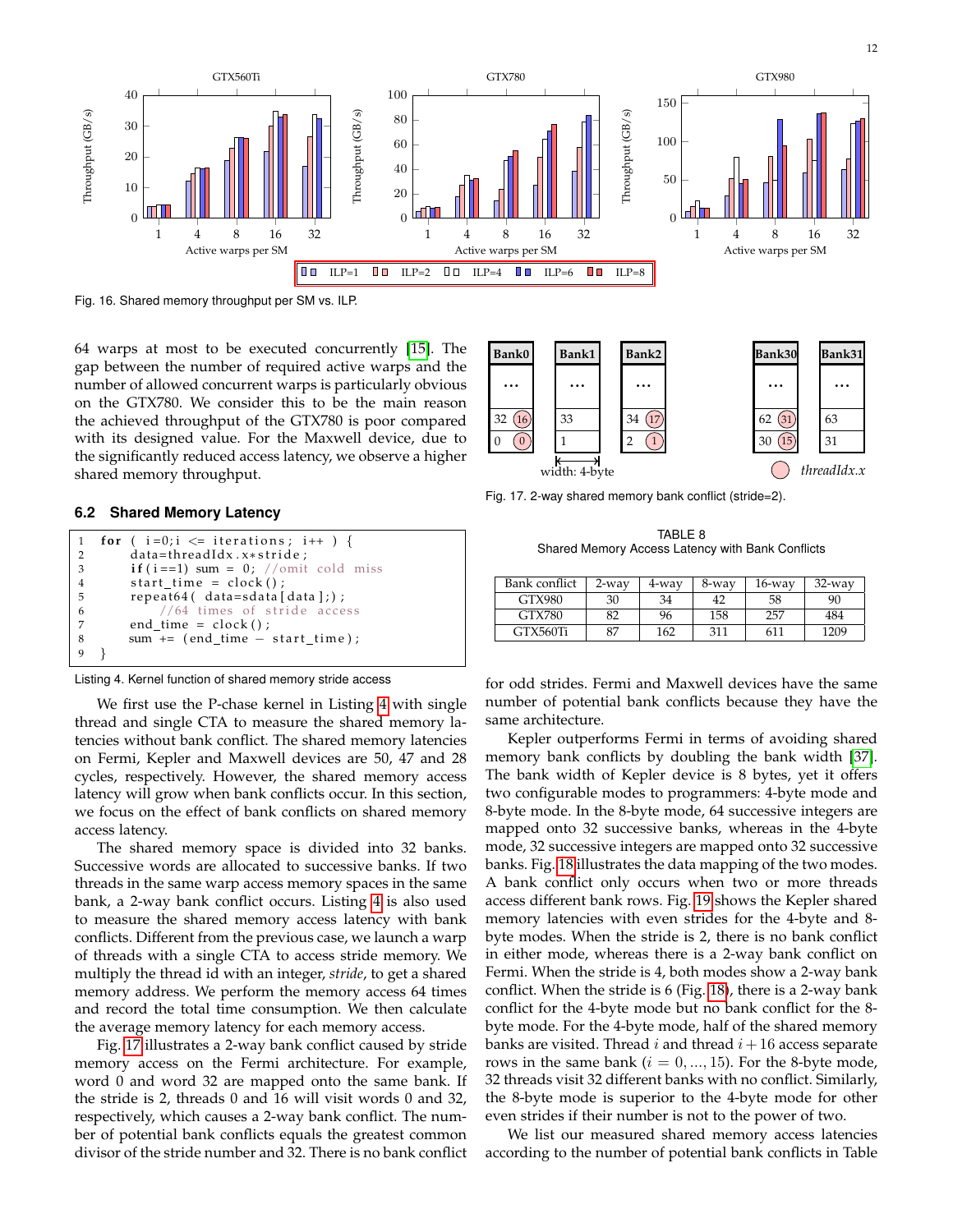Fig. 16. Shared memory throughput per SM vs. ILP.

64 warps at most to be executed concurrently [15]. The gap between the number of required active warps and the number of allowed concurrent warps is particularly obvious on the GTX780. We consider this to be the main reason the achieved throughput of the GTX780 is poor compared with its designed value. For the Maxwell device, due to the significantly reduced access latency, we observe a higher shared memory throughput.

### 6.2 Shared Memory Latency

```
1  for ( i=0;i <= iterations; i++ ) {
2      data=threadIdx.x*stride;
3      if(i==1) sum = 0; //omit cold miss
4      start_time = clock();
5      repeat64( data=sdata[data];);
6          //64 times of stride access
7      end_time = clock();
8      sum += (end_time - start_time);
9  }
```

Listing 4. Kernel function of shared memory stride access

We first use the P-chase kernel in Listing 4 with single thread and single CTA to measure the shared memory latencies without bank conflict. The shared memory latencies on Fermi, Kepler and Maxwell devices are 50, 47 and 28 cycles, respectively. However, the shared memory access latency will grow when bank conflicts occur. In this section, we focus on the effect of bank conflicts on shared memory access latency.

The shared memory space is divided into 32 banks. Successive words are allocated to successive banks. If two threads in the same warp access memory spaces in the same bank, a 2-way bank conflict occurs. Listing 4 is also used to measure the shared memory access latency with bank conflicts. Different from the previous case, we launch a warp of threads with a single CTA to access stride memory. We multiply the thread id with an integer, *stride*, to get a shared memory address. We perform the memory access 64 times and record the total time consumption. We then calculate the average memory latency for each memory access.

Fig. 17 illustrates a 2-way bank conflict caused by stride memory access on the Fermi architecture. For example, word 0 and word 32 are mapped onto the same bank. If the stride is 2, threads 0 and 16 will visit words 0 and 32, respectively, which causes a 2-way bank conflict. The number of potential bank conflicts equals the greatest common divisor of the stride number and 32. There is no bank conflict for odd strides. Fermi and Maxwell devices have the same number of potential bank conflicts because they have the same architecture.

Fig. 17. 2-way shared memory bank conflict (stride=2).

TABLE 8
Shared Memory Access Latency with Bank Conflicts

| Bank conflict | 2-way | 4-way | 8-way | 16-way | 32-way |
|---|---|---|---|---|---|
| GTX980 | 30 | 34 | 42 | 58 | 90 |
| GTX780 | 82 | 96 | 158 | 257 | 484 |
| GTX560Ti | 87 | 162 | 311 | 611 | 1209 |

Kepler outperforms Fermi in terms of avoiding shared memory bank conflicts by doubling the bank width [37]. The bank width of Kepler device is 8 bytes, yet it offers two configurable modes to programmers: 4-byte mode and 8-byte mode. In the 8-byte mode, 64 successive integers are mapped onto 32 successive banks, whereas in the 4-byte mode, 32 successive integers are mapped onto 32 successive banks. Fig. 18 illustrates the data mapping of the two modes. A bank conflict only occurs when two or more threads access different bank rows. Fig. 19 shows the Kepler shared memory latencies with even strides for the 4-byte and 8-byte modes. When the stride is 2, there is no bank conflict in either mode, whereas there is a 2-way bank conflict on Fermi. When the stride is 4, both modes show a 2-way bank conflict. When the stride is 6 (Fig. 18), there is a 2-way bank conflict for the 4-byte mode but no bank conflict for the 8-byte mode. For the 4-byte mode, half of the shared memory banks are visited. Thread $i$ and thread $i+16$ access separate rows in the same bank ($i = 0, ..., 15$). For the 8-byte mode, 32 threads visit 32 different banks with no conflict. Similarly, the 8-byte mode is superior to the 4-byte mode for other even strides if their number is not to the power of two.

We list our measured shared memory access latencies according to the number of potential bank conflicts in Table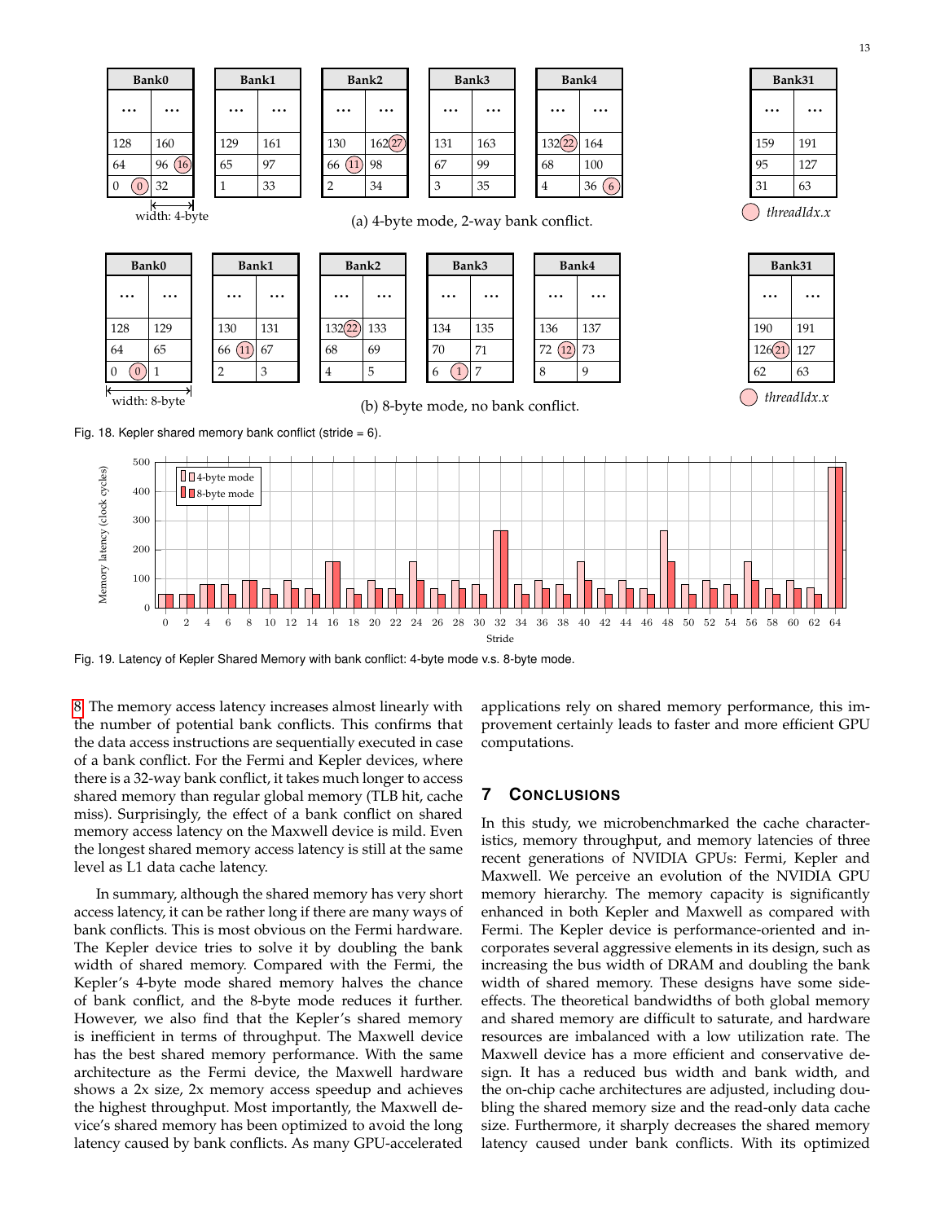Fig. 18. Kepler shared memory bank conflict (stride = 6).

Fig. 19. Latency of Kepler Shared Memory with bank conflict: 4-byte mode v.s. 8-byte mode.

8. The memory access latency increases almost linearly with the number of potential bank conflicts. This confirms that the data access instructions are sequentially executed in case of a bank conflict. For the Fermi and Kepler devices, where there is a 32-way bank conflict, it takes much longer to access shared memory than regular global memory (TLB hit, cache miss). Surprisingly, the effect of a bank conflict on shared memory access latency on the Maxwell device is mild. Even the longest shared memory access latency is still at the same level as L1 data cache latency.

In summary, although the shared memory has very short access latency, it can be rather long if there are many ways of bank conflicts. This is most obvious on the Fermi hardware. The Kepler device tries to solve it by doubling the bank width of shared memory. Compared with the Fermi, the Kepler's 4-byte mode shared memory halves the chance of bank conflict, and the 8-byte mode reduces it further. However, we also find that the Kepler's shared memory is inefficient in terms of throughput. The Maxwell device has the best shared memory performance. With the same architecture as the Fermi device, the Maxwell hardware shows a 2x size, 2x memory access speedup and achieves the highest throughput. Most importantly, the Maxwell device's shared memory has been optimized to avoid the long latency caused by bank conflicts. As many GPU-accelerated applications rely on shared memory performance, this improvement certainly leads to faster and more efficient GPU computations.

## 7 Conclusions

In this study, we microbenchmarked the cache characteristics, memory throughput, and memory latencies of three recent generations of NVIDIA GPUs: Fermi, Kepler and Maxwell. We perceive an evolution of the NVIDIA GPU memory hierarchy. The memory capacity is significantly enhanced in both Kepler and Maxwell as compared with Fermi. The Kepler device is performance-oriented and incorporates several aggressive elements in its design, such as increasing the bus width of DRAM and doubling the bank width of shared memory. These designs have some side-effects. The theoretical bandwidths of both global memory and shared memory are difficult to saturate, and hardware resources are imbalanced with a low utilization rate. The Maxwell device has a more efficient and conservative design. It has a reduced bus width and bank width, and the on-chip cache architectures are adjusted, including doubling the shared memory size and the read-only data cache size. Furthermore, it sharply decreases the shared memory latency caused under bank conflicts. With its optimized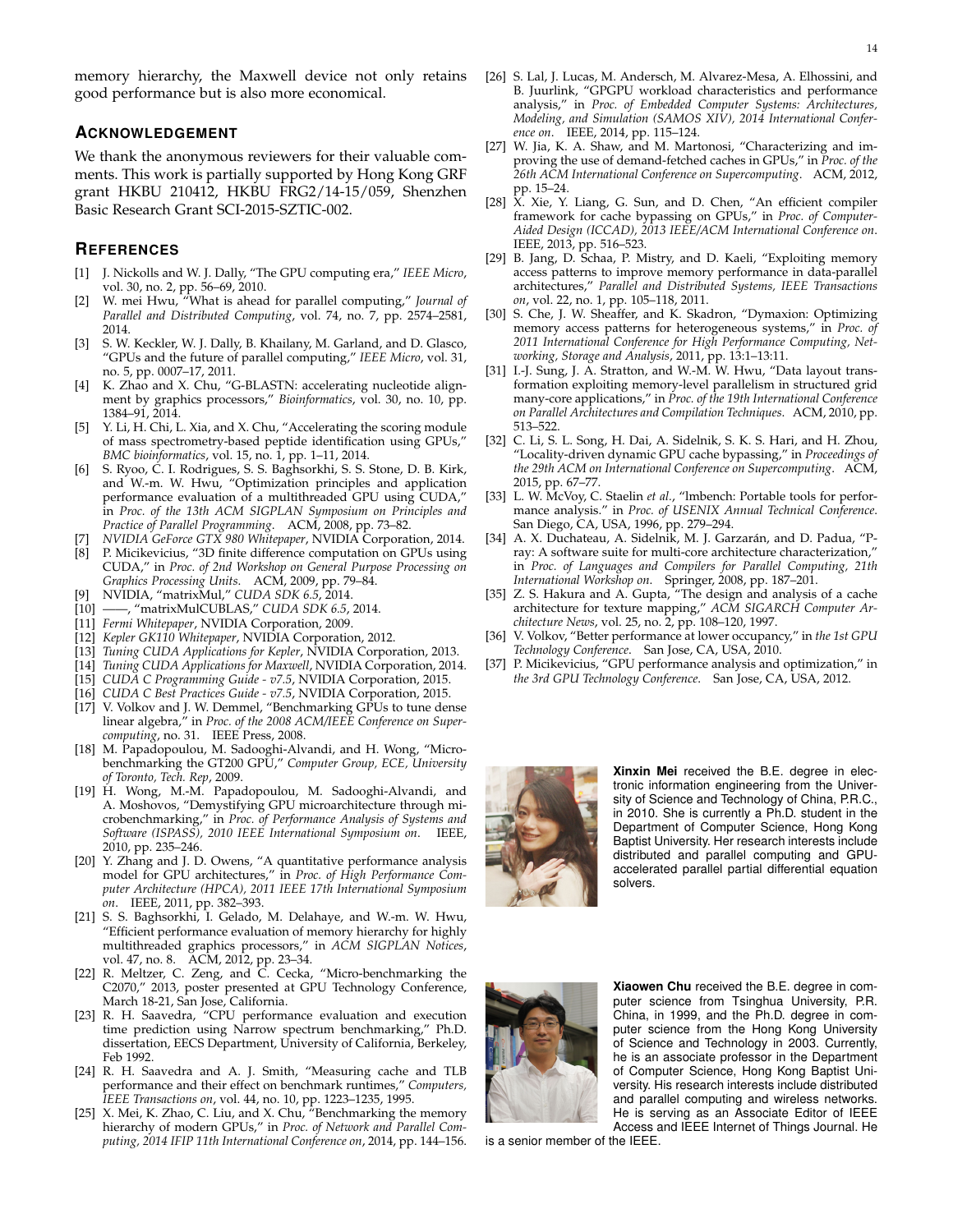memory hierarchy, the Maxwell device not only retains good performance but is also more economical.

## Acknowledgement

We thank the anonymous reviewers for their valuable comments. This work is partially supported by Hong Kong GRF grant HKBU 210412, HKBU FRG2/14-15/059, Shenzhen Basic Research Grant SCI-2015-SZTIC-002.

## References

[1] J. Nickolls and W. J. Dally, "The GPU computing era," *IEEE Micro*, vol. 30, no. 2, pp. 56–69, 2010.

[2] W. mei Hwu, "What is ahead for parallel computing," *Journal of Parallel and Distributed Computing*, vol. 74, no. 7, pp. 2574–2581, 2014.

[3] S. W. Keckler, W. J. Dally, B. Khailany, M. Garland, and D. Glasco, "GPUs and the future of parallel computing," *IEEE Micro*, vol. 31, no. 5, pp. 0007–17, 2011.

[4] K. Zhao and X. Chu, "G-BLASTN: accelerating nucleotide alignment by graphics processors," *Bioinformatics*, vol. 30, no. 10, pp. 1384–91, 2014.

[5] Y. Li, H. Chi, L. Xia, and X. Chu, "Accelerating the scoring module of mass spectrometry-based peptide identification using GPUs," *BMC bioinformatics*, vol. 15, no. 1, pp. 1–11, 2014.

[6] S. Ryoo, C. I. Rodrigues, S. S. Baghsorkhi, S. S. Stone, D. B. Kirk, and W.-m. W. Hwu, "Optimization principles and application performance evaluation of a multithreaded GPU using CUDA," in *Proc. of the 13th ACM SIGPLAN Symposium on Principles and Practice of Parallel Programming*. ACM, 2008, pp. 73–82.

[7] *NVIDIA GeForce GTX 980 Whitepaper*, NVIDIA Corporation, 2014.

[8] P. Micikevicius, "3D finite difference computation on GPUs using CUDA," in *Proc. of 2nd Workshop on General Purpose Processing on Graphics Processing Units*. ACM, 2009, pp. 79–84.

[9] NVIDIA, "matrixMul," *CUDA SDK 6.5*, 2014.

[10] ——, "matrixMulCUBLAS," *CUDA SDK 6.5*, 2014.

[11] *Fermi Whitepaper*, NVIDIA Corporation, 2009.

[12] *Kepler GK110 Whitepaper*, NVIDIA Corporation, 2012.

[13] *Tuning CUDA Applications for Kepler*, NVIDIA Corporation, 2013.

[14] *Tuning CUDA Applications for Maxwell*, NVIDIA Corporation, 2014.

[15] *CUDA C Programming Guide - v7.5*, NVIDIA Corporation, 2015.

[16] *CUDA C Best Practices Guide - v7.5*, NVIDIA Corporation, 2015.

[17] V. Volkov and J. W. Demmel, "Benchmarking GPUs to tune dense linear algebra," in *Proc. of the 2008 ACM/IEEE Conference on Supercomputing*, no. 31. IEEE Press, 2008.

[18] M. Papadopoulou, M. Sadooghi-Alvandi, and H. Wong, "Micro-benchmarking the GT200 GPU," *Computer Group, ECE, University of Toronto, Tech. Rep*, 2009.

[19] H. Wong, M.-M. Papadopoulou, M. Sadooghi-Alvandi, and A. Moshovos, "Demystifying GPU microarchitecture through microbenchmarking," in *Proc. of Performance Analysis of Systems and Software (ISPASS), 2010 IEEE International Symposium on*. IEEE, 2010, pp. 235–246.

[20] Y. Zhang and J. D. Owens, "A quantitative performance analysis model for GPU architectures," in *Proc. of High Performance Computer Architecture (HPCA), 2011 IEEE 17th International Symposium on*. IEEE, 2011, pp. 382–393.

[21] S. S. Baghsorkhi, I. Gelado, M. Delahaye, and W.-m. W. Hwu, "Efficient performance evaluation of memory hierarchy for highly multithreaded graphics processors," in *ACM SIGPLAN Notices*, vol. 47, no. 8. ACM, 2012, pp. 23–34.

[22] R. Meltzer, C. Zeng, and C. Cecka, "Micro-benchmarking the C2070," 2013, poster presented at GPU Technology Conference, March 18-21, San Jose, California.

[23] R. H. Saavedra, "CPU performance evaluation and execution time prediction using Narrow spectrum benchmarking," Ph.D. dissertation, EECS Department, University of California, Berkeley, Feb 1992.

[24] R. H. Saavedra and A. J. Smith, "Measuring cache and TLB performance and their effect on benchmark runtimes," *Computers, IEEE Transactions on*, vol. 44, no. 10, pp. 1223–1235, 1995.

[25] X. Mei, K. Zhao, C. Liu, and X. Chu, "Benchmarking the memory hierarchy of modern GPUs," in *Proc. of Network and Parallel Computing, 2014 IFIP 11th International Conference on*, 2014, pp. 144–156.

[26] S. Lal, J. Lucas, M. Andersch, M. Alvarez-Mesa, A. Elhossini, and B. Juurlink, "GPGPU workload characteristics and performance analysis," in *Proc. of Embedded Computer Systems: Architectures, Modeling, and Simulation (SAMOS XIV), 2014 International Conference on*. IEEE, 2014, pp. 115–124.

[27] W. Jia, K. A. Shaw, and M. Martonosi, "Characterizing and improving the use of demand-fetched caches in GPUs," in *Proc. of the 26th ACM International Conference on Supercomputing*. ACM, 2012, pp. 15–24.

[28] X. Xie, Y. Liang, G. Sun, and D. Chen, "An efficient compiler framework for cache bypassing on GPUs," in *Proc. of Computer-Aided Design (ICCAD), 2013 IEEE/ACM International Conference on*. IEEE, 2013, pp. 516–523.

[29] B. Jang, D. Schaa, P. Mistry, and D. Kaeli, "Exploiting memory access patterns to improve memory performance in data-parallel architectures," *Parallel and Distributed Systems, IEEE Transactions on*, vol. 22, no. 1, pp. 105–118, 2011.

[30] S. Che, J. W. Sheaffer, and K. Skadron, "Dymaxion: Optimizing memory access patterns for heterogeneous systems," in *Proc. of 2011 International Conference for High Performance Computing, Networking, Storage and Analysis*, 2011, pp. 13:1–13:11.

[31] I.-J. Sung, J. A. Stratton, and W.-M. W. Hwu, "Data layout transformation exploiting memory-level parallelism in structured grid many-core applications," in *Proc. of the 19th International Conference on Parallel Architectures and Compilation Techniques*. ACM, 2010, pp. 513–522.

[32] C. Li, S. L. Song, H. Dai, A. Sidelnik, S. K. S. Hari, and H. Zhou, "Locality-driven dynamic GPU cache bypassing," in *Proceedings of the 29th ACM on International Conference on Supercomputing*. ACM, 2015, pp. 67–77.

[33] L. W. McVoy, C. Staelin *et al.*, "lmbench: Portable tools for performance analysis." in *Proc. of USENIX Annual Technical Conference*. San Diego, CA, USA, 1996, pp. 279–294.

[34] A. X. Duchateau, A. Sidelnik, M. J. Garzarán, and D. Padua, "P-ray: A software suite for multi-core architecture characterization," in *Proc. of Languages and Compilers for Parallel Computing, 21th International Workshop on*. Springer, 2008, pp. 187–201.

[35] Z. S. Hakura and A. Gupta, "The design and analysis of a cache architecture for texture mapping," *ACM SIGARCH Computer Architecture News*, vol. 25, no. 2, pp. 108–120, 1997.

[36] V. Volkov, "Better performance at lower occupancy," in *the 1st GPU Technology Conference*. San Jose, CA, USA, 2010.

[37] P. Micikevicius, "GPU performance analysis and optimization," in *the 3rd GPU Technology Conference*. San Jose, CA, USA, 2012.

**Xinxin Mei** received the B.E. degree in electronic information engineering from the University of Science and Technology of China, P.R.C., in 2010. She is currently a Ph.D. student in the Department of Computer Science, Hong Kong Baptist University. Her research interests include distributed and parallel computing and GPU-accelerated parallel partial differential equation solvers.

**Xiaowen Chu** received the B.E. degree in computer science from Tsinghua University, P.R. China, in 1999, and the Ph.D. degree in computer science from the Hong Kong University of Science and Technology in 2003. Currently, he is an associate professor in the Department of Computer Science, Hong Kong Baptist University. His research interests include distributed and parallel computing and wireless networks. He is serving as an Associate Editor of IEEE Access and IEEE Internet of Things Journal. He is a senior member of the IEEE.